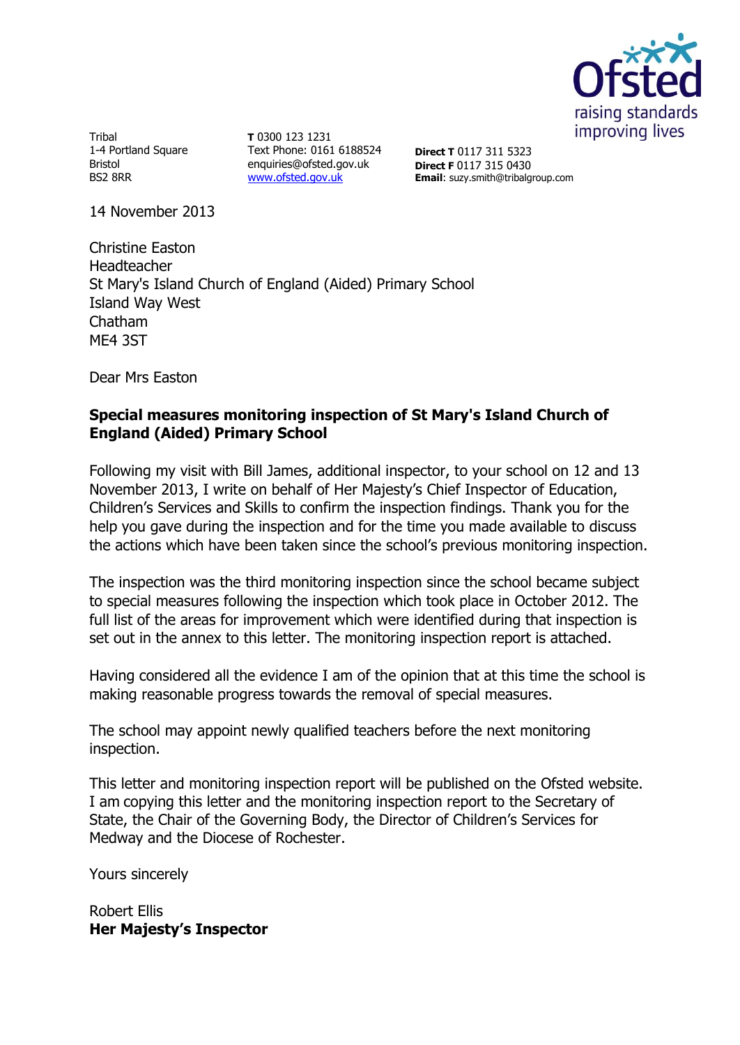Tribal
1-4 Portland Square
Bristol
BS2 8RR

**T** 0300 123 1231
Text Phone: 0161 6188524
enquiries@ofsted.gov.uk
www.ofsted.gov.uk

**Direct T** 0117 311 5323
**Direct F** 0117 315 0430
**Email**: suzy.smith@tribalgroup.com

14 November 2013

Christine Easton
Headteacher
St Mary's Island Church of England (Aided) Primary School
Island Way West
Chatham
ME4 3ST

Dear Mrs Easton

**Special measures monitoring inspection of St Mary's Island Church of England (Aided) Primary School**

Following my visit with Bill James, additional inspector, to your school on 12 and 13 November 2013, I write on behalf of Her Majesty's Chief Inspector of Education, Children's Services and Skills to confirm the inspection findings. Thank you for the help you gave during the inspection and for the time you made available to discuss the actions which have been taken since the school's previous monitoring inspection.

The inspection was the third monitoring inspection since the school became subject to special measures following the inspection which took place in October 2012. The full list of the areas for improvement which were identified during that inspection is set out in the annex to this letter. The monitoring inspection report is attached.

Having considered all the evidence I am of the opinion that at this time the school is making reasonable progress towards the removal of special measures.

The school may appoint newly qualified teachers before the next monitoring inspection.

This letter and monitoring inspection report will be published on the Ofsted website. I am copying this letter and the monitoring inspection report to the Secretary of State, the Chair of the Governing Body, the Director of Children's Services for Medway and the Diocese of Rochester.

Yours sincerely

Robert Ellis
**Her Majesty's Inspector**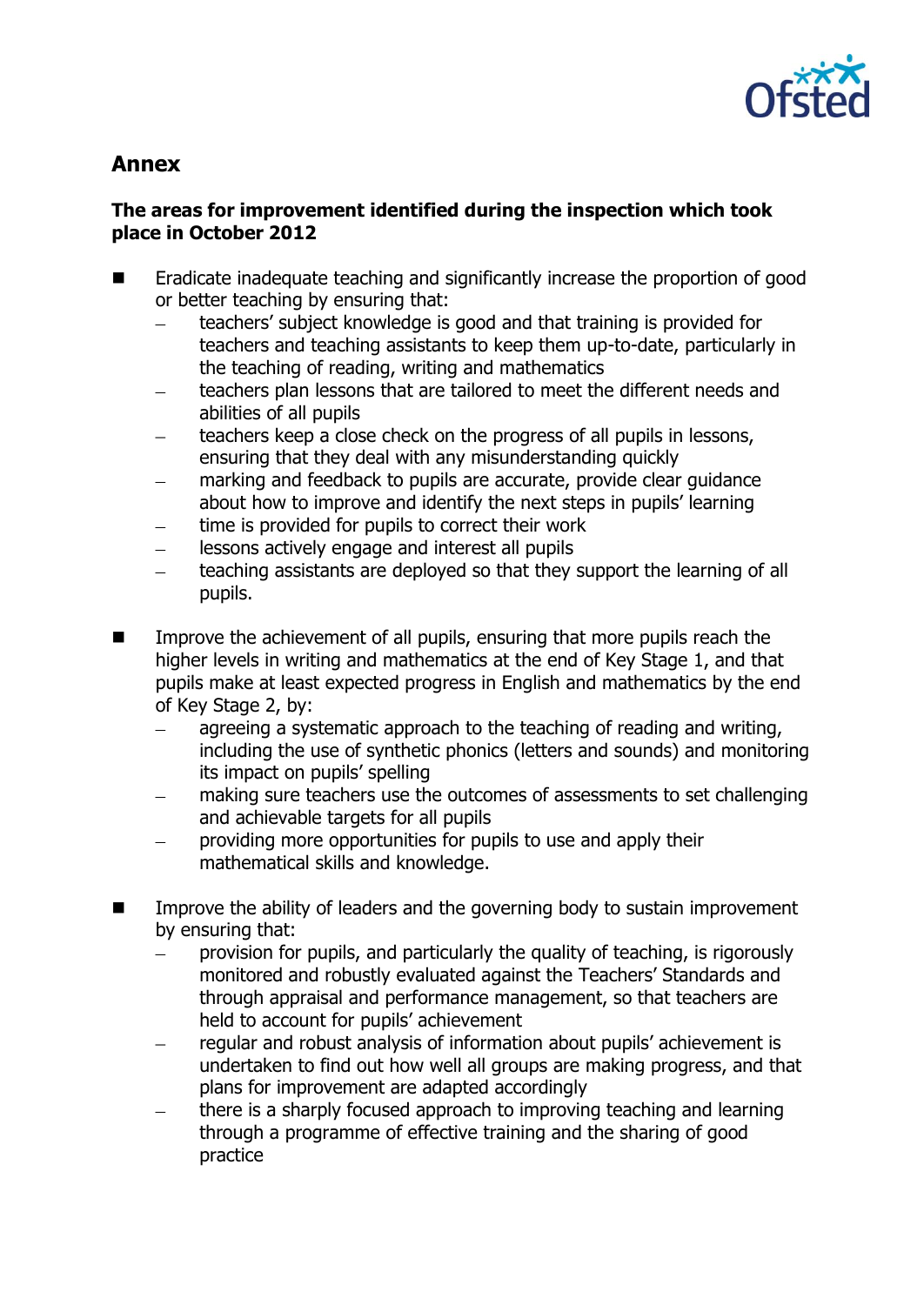## Annex

### The areas for improvement identified during the inspection which took place in October 2012

- Eradicate inadequate teaching and significantly increase the proportion of good or better teaching by ensuring that:
  - teachers' subject knowledge is good and that training is provided for teachers and teaching assistants to keep them up-to-date, particularly in the teaching of reading, writing and mathematics
  - teachers plan lessons that are tailored to meet the different needs and abilities of all pupils
  - teachers keep a close check on the progress of all pupils in lessons, ensuring that they deal with any misunderstanding quickly
  - marking and feedback to pupils are accurate, provide clear guidance about how to improve and identify the next steps in pupils' learning
  - time is provided for pupils to correct their work
  - lessons actively engage and interest all pupils
  - teaching assistants are deployed so that they support the learning of all pupils.

- Improve the achievement of all pupils, ensuring that more pupils reach the higher levels in writing and mathematics at the end of Key Stage 1, and that pupils make at least expected progress in English and mathematics by the end of Key Stage 2, by:
  - agreeing a systematic approach to the teaching of reading and writing, including the use of synthetic phonics (letters and sounds) and monitoring its impact on pupils' spelling
  - making sure teachers use the outcomes of assessments to set challenging and achievable targets for all pupils
  - providing more opportunities for pupils to use and apply their mathematical skills and knowledge.

- Improve the ability of leaders and the governing body to sustain improvement by ensuring that:
  - provision for pupils, and particularly the quality of teaching, is rigorously monitored and robustly evaluated against the Teachers' Standards and through appraisal and performance management, so that teachers are held to account for pupils' achievement
  - regular and robust analysis of information about pupils' achievement is undertaken to find out how well all groups are making progress, and that plans for improvement are adapted accordingly
  - there is a sharply focused approach to improving teaching and learning through a programme of effective training and the sharing of good practice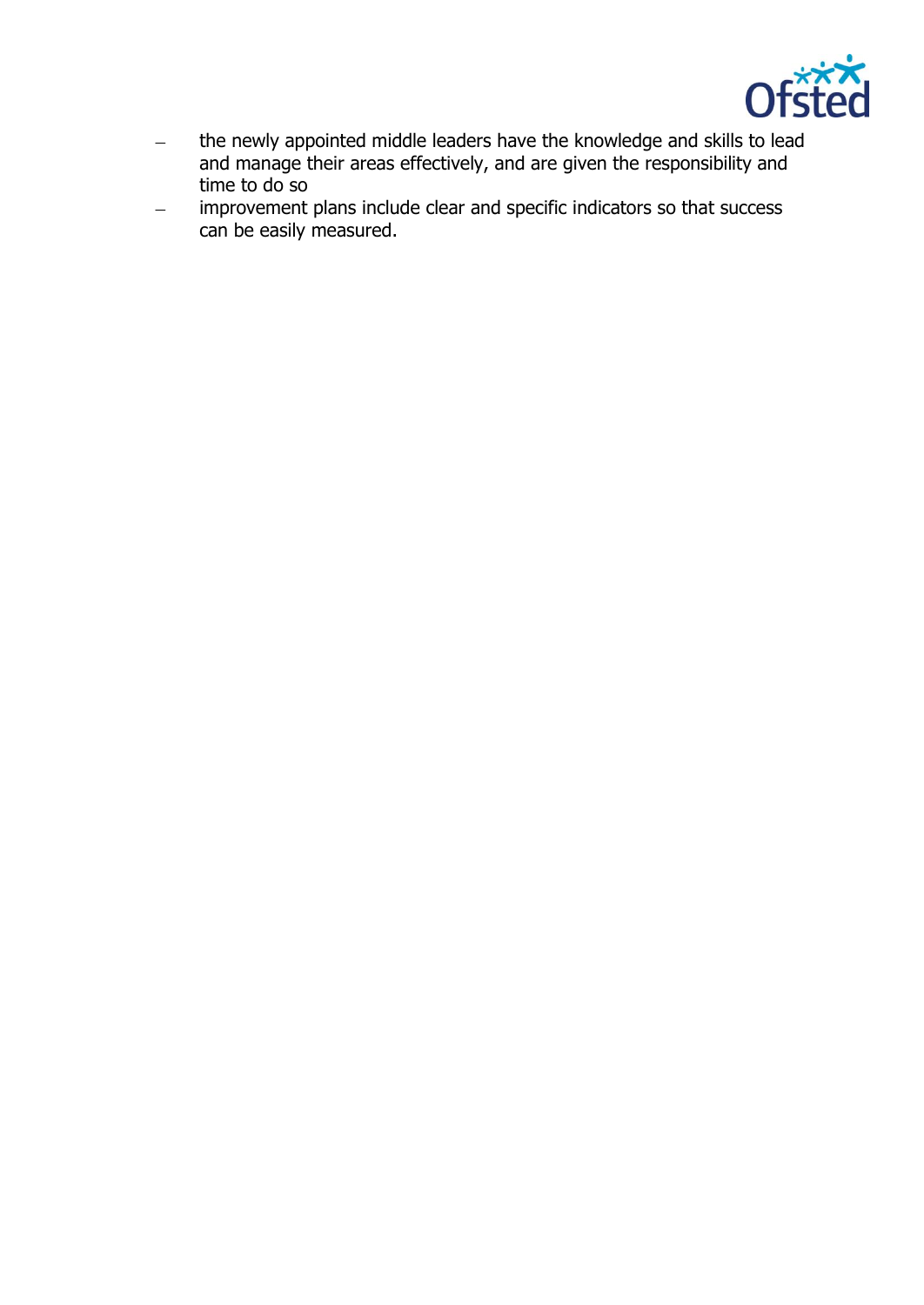- the newly appointed middle leaders have the knowledge and skills to lead and manage their areas effectively, and are given the responsibility and time to do so
- improvement plans include clear and specific indicators so that success can be easily measured.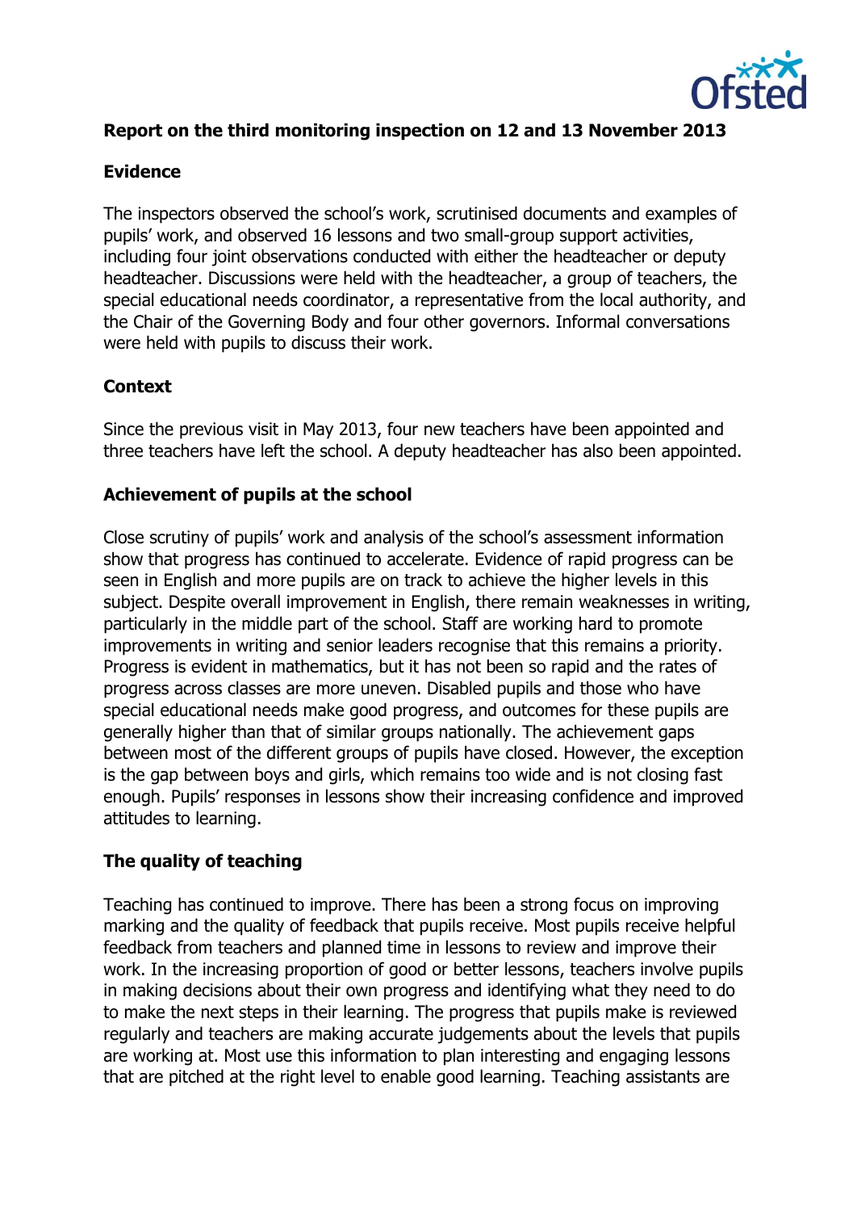**Report on the third monitoring inspection on 12 and 13 November 2013**

**Evidence**

The inspectors observed the school's work, scrutinised documents and examples of pupils' work, and observed 16 lessons and two small-group support activities, including four joint observations conducted with either the headteacher or deputy headteacher. Discussions were held with the headteacher, a group of teachers, the special educational needs coordinator, a representative from the local authority, and the Chair of the Governing Body and four other governors. Informal conversations were held with pupils to discuss their work.

**Context**

Since the previous visit in May 2013, four new teachers have been appointed and three teachers have left the school. A deputy headteacher has also been appointed.

**Achievement of pupils at the school**

Close scrutiny of pupils' work and analysis of the school's assessment information show that progress has continued to accelerate. Evidence of rapid progress can be seen in English and more pupils are on track to achieve the higher levels in this subject. Despite overall improvement in English, there remain weaknesses in writing, particularly in the middle part of the school. Staff are working hard to promote improvements in writing and senior leaders recognise that this remains a priority. Progress is evident in mathematics, but it has not been so rapid and the rates of progress across classes are more uneven. Disabled pupils and those who have special educational needs make good progress, and outcomes for these pupils are generally higher than that of similar groups nationally. The achievement gaps between most of the different groups of pupils have closed. However, the exception is the gap between boys and girls, which remains too wide and is not closing fast enough. Pupils' responses in lessons show their increasing confidence and improved attitudes to learning.

**The quality of teaching**

Teaching has continued to improve. There has been a strong focus on improving marking and the quality of feedback that pupils receive. Most pupils receive helpful feedback from teachers and planned time in lessons to review and improve their work. In the increasing proportion of good or better lessons, teachers involve pupils in making decisions about their own progress and identifying what they need to do to make the next steps in their learning. The progress that pupils make is reviewed regularly and teachers are making accurate judgements about the levels that pupils are working at. Most use this information to plan interesting and engaging lessons that are pitched at the right level to enable good learning. Teaching assistants are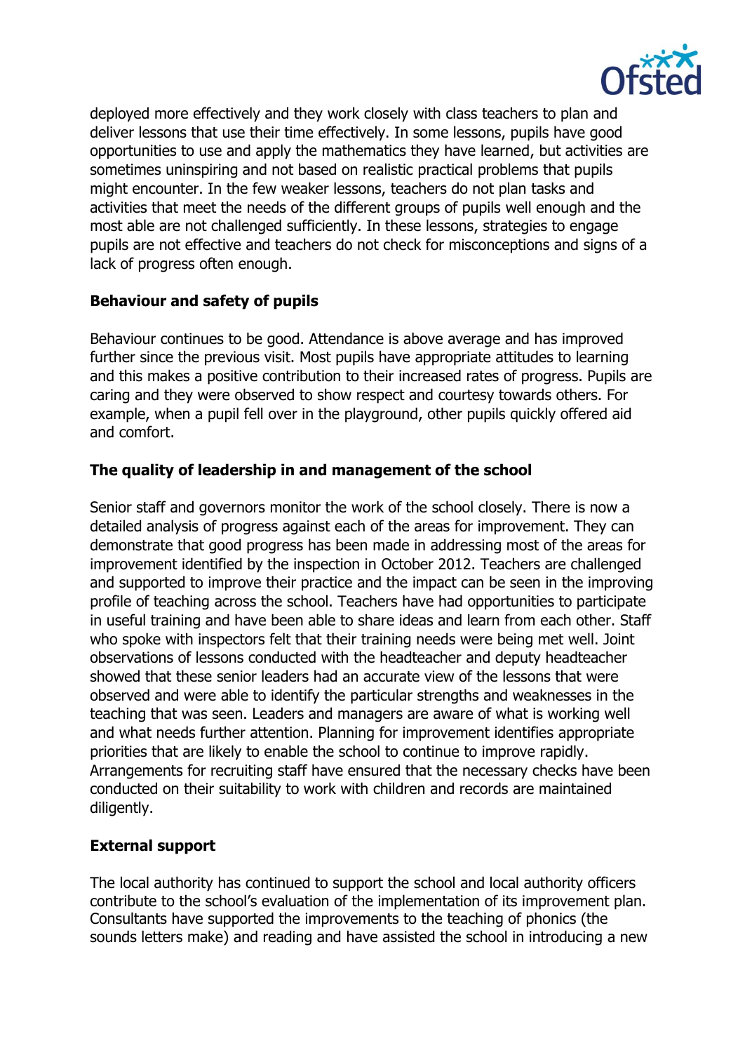deployed more effectively and they work closely with class teachers to plan and deliver lessons that use their time effectively. In some lessons, pupils have good opportunities to use and apply the mathematics they have learned, but activities are sometimes uninspiring and not based on realistic practical problems that pupils might encounter. In the few weaker lessons, teachers do not plan tasks and activities that meet the needs of the different groups of pupils well enough and the most able are not challenged sufficiently. In these lessons, strategies to engage pupils are not effective and teachers do not check for misconceptions and signs of a lack of progress often enough.

**Behaviour and safety of pupils**

Behaviour continues to be good. Attendance is above average and has improved further since the previous visit. Most pupils have appropriate attitudes to learning and this makes a positive contribution to their increased rates of progress. Pupils are caring and they were observed to show respect and courtesy towards others. For example, when a pupil fell over in the playground, other pupils quickly offered aid and comfort.

**The quality of leadership in and management of the school**

Senior staff and governors monitor the work of the school closely. There is now a detailed analysis of progress against each of the areas for improvement. They can demonstrate that good progress has been made in addressing most of the areas for improvement identified by the inspection in October 2012. Teachers are challenged and supported to improve their practice and the impact can be seen in the improving profile of teaching across the school. Teachers have had opportunities to participate in useful training and have been able to share ideas and learn from each other. Staff who spoke with inspectors felt that their training needs were being met well. Joint observations of lessons conducted with the headteacher and deputy headteacher showed that these senior leaders had an accurate view of the lessons that were observed and were able to identify the particular strengths and weaknesses in the teaching that was seen. Leaders and managers are aware of what is working well and what needs further attention. Planning for improvement identifies appropriate priorities that are likely to enable the school to continue to improve rapidly. Arrangements for recruiting staff have ensured that the necessary checks have been conducted on their suitability to work with children and records are maintained diligently.

**External support**

The local authority has continued to support the school and local authority officers contribute to the school's evaluation of the implementation of its improvement plan. Consultants have supported the improvements to the teaching of phonics (the sounds letters make) and reading and have assisted the school in introducing a new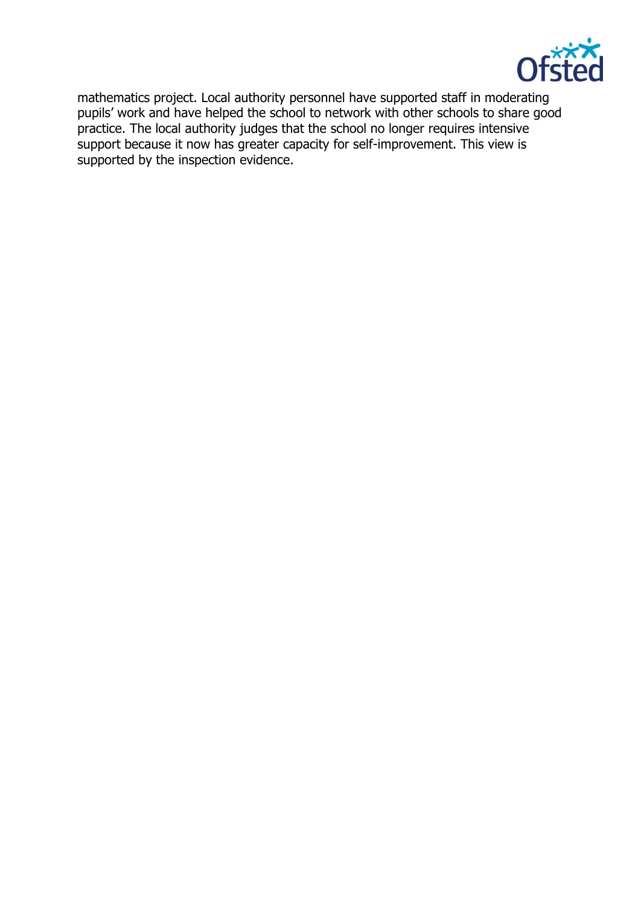mathematics project. Local authority personnel have supported staff in moderating pupils' work and have helped the school to network with other schools to share good practice. The local authority judges that the school no longer requires intensive support because it now has greater capacity for self-improvement. This view is supported by the inspection evidence.